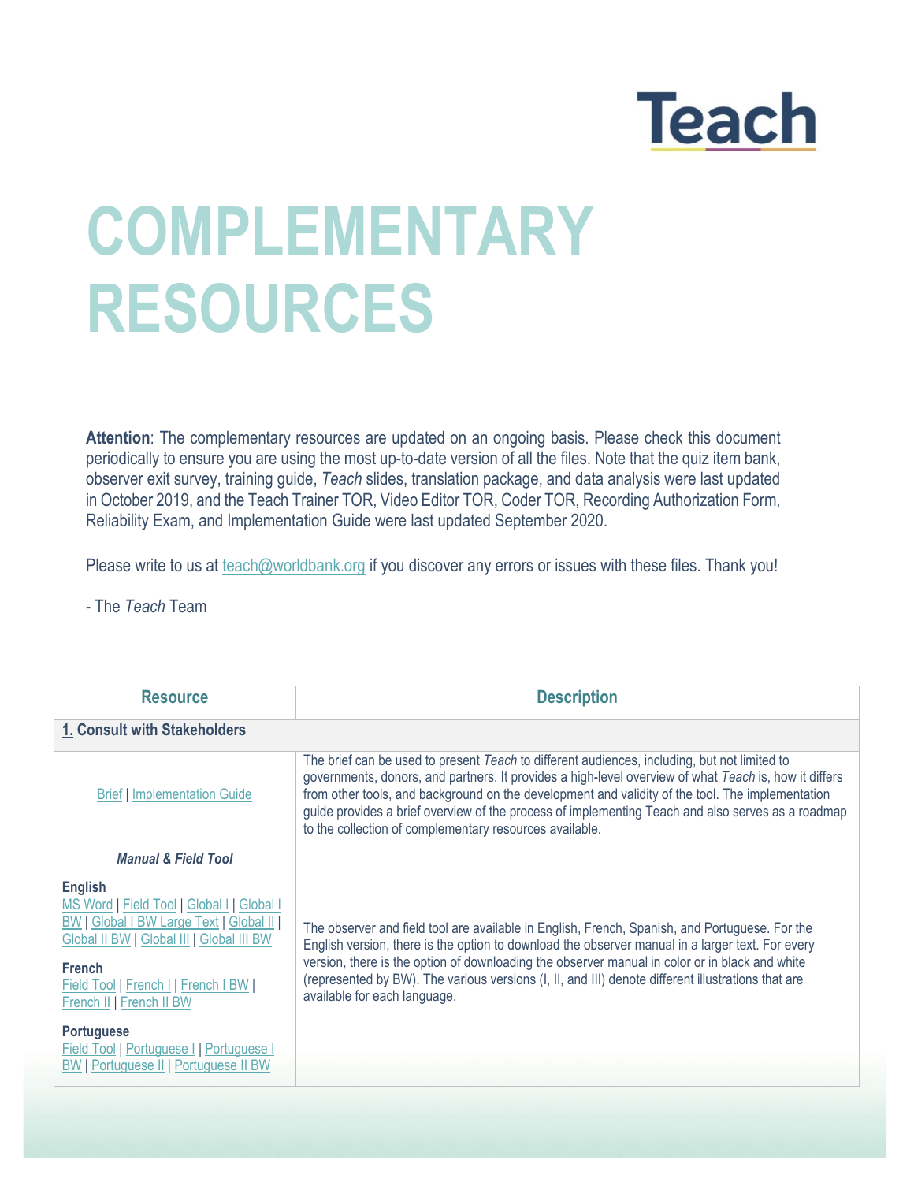Teach

# COMPLEMENTARY RESOURCES

**Attention**: The complementary resources are updated on an ongoing basis. Please check this document periodically to ensure you are using the most up-to-date version of all the files. Note that the quiz item bank, observer exit survey, training guide, *Teach* slides, translation package, and data analysis were last updated in October 2019, and the Teach Trainer TOR, Video Editor TOR, Coder TOR, Recording Authorization Form, Reliability Exam, and Implementation Guide were last updated September 2020.

Please write to us at teach@worldbank.org if you discover any errors or issues with these files. Thank you!

- The *Teach* Team

| Resource | Description |
|---|---|
| **1. Consult with Stakeholders** | |
| Brief \| Implementation Guide | The brief can be used to present *Teach* to different audiences, including, but not limited to governments, donors, and partners. It provides a high-level overview of what *Teach* is, how it differs from other tools, and background on the development and validity of the tool. The implementation guide provides a brief overview of the process of implementing Teach and also serves as a roadmap to the collection of complementary resources available. |
| ***Manual & Field Tool*** <br> **English** <br> MS Word \| Field Tool \| Global I \| Global I BW \| Global I BW Large Text \| Global II \| Global II BW \| Global III \| Global III BW <br> **French** <br> Field Tool \| French I \| French I BW \| French II \| French II BW <br> **Portuguese** <br> Field Tool \| Portuguese I \| Portuguese I BW \| Portuguese II \| Portuguese II BW | The observer and field tool are available in English, French, Spanish, and Portuguese. For the English version, there is the option to download the observer manual in a larger text. For every version, there is the option of downloading the observer manual in color or in black and white (represented by BW). The various versions (I, II, and III) denote different illustrations that are available for each language. |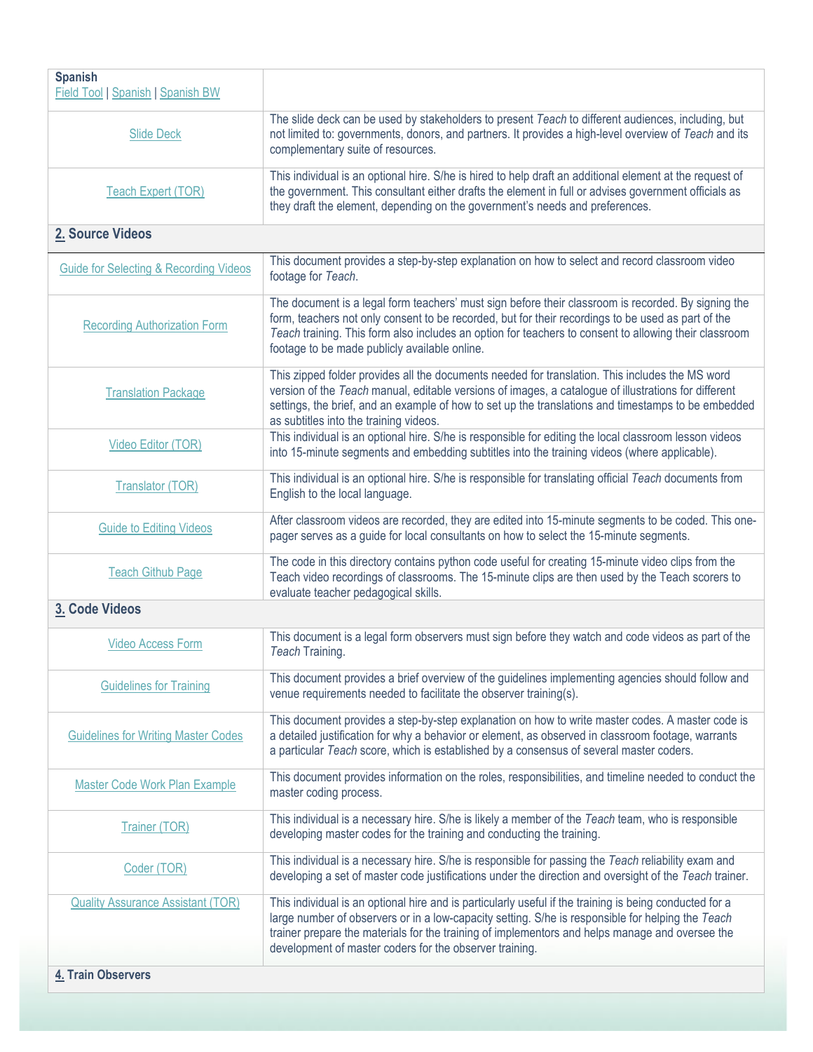| | |
|---|---|
| **Spanish**<br>Field Tool \| Spanish \| Spanish BW | |
| Slide Deck | The slide deck can be used by stakeholders to present *Teach* to different audiences, including, but not limited to: governments, donors, and partners. It provides a high-level overview of *Teach* and its complementary suite of resources. |
| Teach Expert (TOR) | This individual is an optional hire. S/he is hired to help draft an additional element at the request of the government. This consultant either drafts the element in full or advises government officials as they draft the element, depending on the government's needs and preferences. |
| **2. Source Videos** | |
| Guide for Selecting & Recording Videos | This document provides a step-by-step explanation on how to select and record classroom video footage for *Teach*. |
| Recording Authorization Form | The document is a legal form teachers' must sign before their classroom is recorded. By signing the form, teachers not only consent to be recorded, but for their recordings to be used as part of the *Teach* training. This form also includes an option for teachers to consent to allowing their classroom footage to be made publicly available online. |
| Translation Package | This zipped folder provides all the documents needed for translation. This includes the MS word version of the *Teach* manual, editable versions of images, a catalogue of illustrations for different settings, the brief, and an example of how to set up the translations and timestamps to be embedded as subtitles into the training videos. |
| Video Editor (TOR) | This individual is an optional hire. S/he is responsible for editing the local classroom lesson videos into 15-minute segments and embedding subtitles into the training videos (where applicable). |
| Translator (TOR) | This individual is an optional hire. S/he is responsible for translating official *Teach* documents from English to the local language. |
| Guide to Editing Videos | After classroom videos are recorded, they are edited into 15-minute segments to be coded. This one-pager serves as a guide for local consultants on how to select the 15-minute segments. |
| Teach Github Page | The code in this directory contains python code useful for creating 15-minute video clips from the Teach video recordings of classrooms. The 15-minute clips are then used by the Teach scorers to evaluate teacher pedagogical skills. |
| **3. Code Videos** | |
| Video Access Form | This document is a legal form observers must sign before they watch and code videos as part of the *Teach* Training. |
| Guidelines for Training | This document provides a brief overview of the guidelines implementing agencies should follow and venue requirements needed to facilitate the observer training(s). |
| Guidelines for Writing Master Codes | This document provides a step-by-step explanation on how to write master codes. A master code is a detailed justification for why a behavior or element, as observed in classroom footage, warrants a particular *Teach* score, which is established by a consensus of several master coders. |
| Master Code Work Plan Example | This document provides information on the roles, responsibilities, and timeline needed to conduct the master coding process. |
| Trainer (TOR) | This individual is a necessary hire. S/he is likely a member of the *Teach* team, who is responsible developing master codes for the training and conducting the training. |
| Coder (TOR) | This individual is a necessary hire. S/he is responsible for passing the *Teach* reliability exam and developing a set of master code justifications under the direction and oversight of the *Teach* trainer. |
| Quality Assurance Assistant (TOR) | This individual is an optional hire and is particularly useful if the training is being conducted for a large number of observers or in a low-capacity setting. S/he is responsible for helping the *Teach* trainer prepare the materials for the training of implementors and helps manage and oversee the development of master coders for the observer training. |
| **4. Train Observers** | |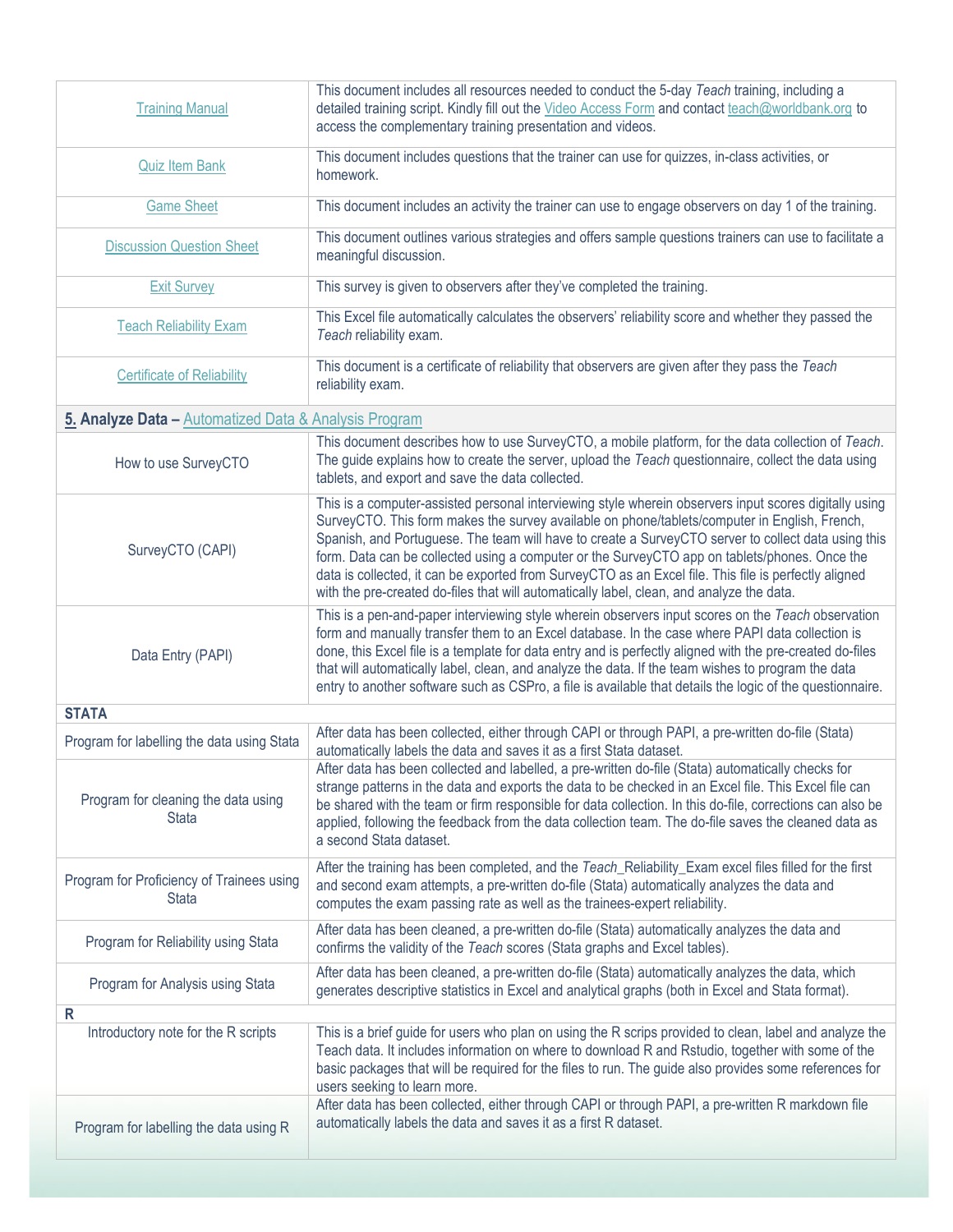| | |
|---|---|
| Training Manual | This document includes all resources needed to conduct the 5-day *Teach* training, including a detailed training script. Kindly fill out the Video Access Form and contact teach@worldbank.org to access the complementary training presentation and videos. |
| Quiz Item Bank | This document includes questions that the trainer can use for quizzes, in-class activities, or homework. |
| Game Sheet | This document includes an activity the trainer can use to engage observers on day 1 of the training. |
| Discussion Question Sheet | This document outlines various strategies and offers sample questions trainers can use to facilitate a meaningful discussion. |
| Exit Survey | This survey is given to observers after they've completed the training. |
| Teach Reliability Exam | This Excel file automatically calculates the observers' reliability score and whether they passed the *Teach* reliability exam. |
| Certificate of Reliability | This document is a certificate of reliability that observers are given after they pass the *Teach* reliability exam. |
| **5. Analyze Data –** Automatized Data & Analysis Program | |
| How to use SurveyCTO | This document describes how to use SurveyCTO, a mobile platform, for the data collection of *Teach*. The guide explains how to create the server, upload the *Teach* questionnaire, collect the data using tablets, and export and save the data collected. |
| SurveyCTO (CAPI) | This is a computer-assisted personal interviewing style wherein observers input scores digitally using SurveyCTO. This form makes the survey available on phone/tablets/computer in English, French, Spanish, and Portuguese. The team will have to create a SurveyCTO server to collect data using this form. Data can be collected using a computer or the SurveyCTO app on tablets/phones. Once the data is collected, it can be exported from SurveyCTO as an Excel file. This file is perfectly aligned with the pre-created do-files that will automatically label, clean, and analyze the data. |
| Data Entry (PAPI) | This is a pen-and-paper interviewing style wherein observers input scores on the *Teach* observation form and manually transfer them to an Excel database. In the case where PAPI data collection is done, this Excel file is a template for data entry and is perfectly aligned with the pre-created do-files that will automatically label, clean, and analyze the data. If the team wishes to program the data entry to another software such as CSPro, a file is available that details the logic of the questionnaire. |
| **STATA** | |
| Program for labelling the data using Stata | After data has been collected, either through CAPI or through PAPI, a pre-written do-file (Stata) automatically labels the data and saves it as a first Stata dataset. |
| Program for cleaning the data using Stata | After data has been collected and labelled, a pre-written do-file (Stata) automatically checks for strange patterns in the data and exports the data to be checked in an Excel file. This Excel file can be shared with the team or firm responsible for data collection. In this do-file, corrections can also be applied, following the feedback from the data collection team. The do-file saves the cleaned data as a second Stata dataset. |
| Program for Proficiency of Trainees using Stata | After the training has been completed, and the *Teach*_Reliability_Exam excel files filled for the first and second exam attempts, a pre-written do-file (Stata) automatically analyzes the data and computes the exam passing rate as well as the trainees-expert reliability. |
| Program for Reliability using Stata | After data has been cleaned, a pre-written do-file (Stata) automatically analyzes the data and confirms the validity of the *Teach* scores (Stata graphs and Excel tables). |
| Program for Analysis using Stata | After data has been cleaned, a pre-written do-file (Stata) automatically analyzes the data, which generates descriptive statistics in Excel and analytical graphs (both in Excel and Stata format). |
| **R** | |
| Introductory note for the R scripts | This is a brief guide for users who plan on using the R scrips provided to clean, label and analyze the Teach data. It includes information on where to download R and Rstudio, together with some of the basic packages that will be required for the files to run. The guide also provides some references for users seeking to learn more. |
| Program for labelling the data using R | After data has been collected, either through CAPI or through PAPI, a pre-written R markdown file automatically labels the data and saves it as a first R dataset. |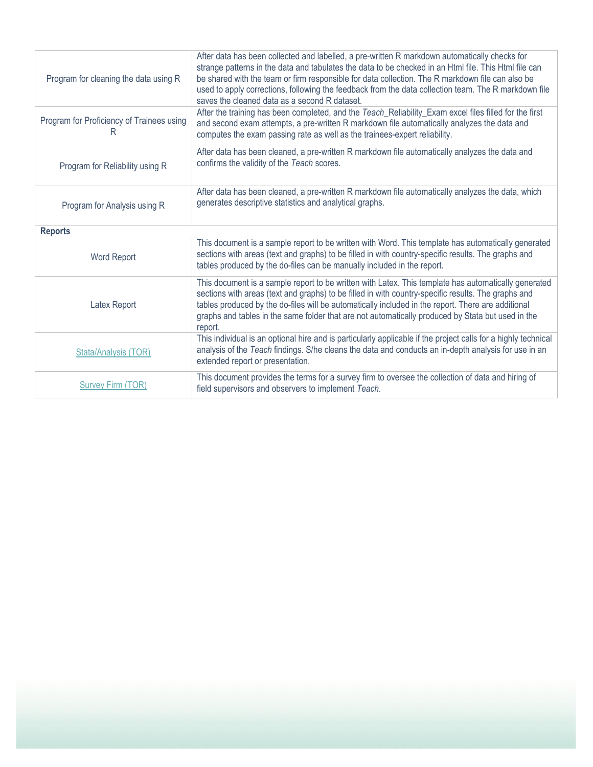| | |
|---|---|
| Program for cleaning the data using R | After data has been collected and labelled, a pre-written R markdown automatically checks for strange patterns in the data and tabulates the data to be checked in an Html file. This Html file can be shared with the team or firm responsible for data collection. The R markdown file can also be used to apply corrections, following the feedback from the data collection team. The R markdown file saves the cleaned data as a second R dataset. |
| Program for Proficiency of Trainees using R | After the training has been completed, and the *Teach*_Reliability_Exam excel files filled for the first and second exam attempts, a pre-written R markdown file automatically analyzes the data and computes the exam passing rate as well as the trainees-expert reliability. |
| Program for Reliability using R | After data has been cleaned, a pre-written R markdown file automatically analyzes the data and confirms the validity of the *Teach* scores. |
| Program for Analysis using R | After data has been cleaned, a pre-written R markdown file automatically analyzes the data, which generates descriptive statistics and analytical graphs. |
| **Reports** | |
| Word Report | This document is a sample report to be written with Word. This template has automatically generated sections with areas (text and graphs) to be filled in with country-specific results. The graphs and tables produced by the do-files can be manually included in the report. |
| Latex Report | This document is a sample report to be written with Latex. This template has automatically generated sections with areas (text and graphs) to be filled in with country-specific results. The graphs and tables produced by the do-files will be automatically included in the report. There are additional graphs and tables in the same folder that are not automatically produced by Stata but used in the report. |
| Stata/Analysis (TOR) | This individual is an optional hire and is particularly applicable if the project calls for a highly technical analysis of the *Teach* findings. S/he cleans the data and conducts an in-depth analysis for use in an extended report or presentation. |
| Survey Firm (TOR) | This document provides the terms for a survey firm to oversee the collection of data and hiring of field supervisors and observers to implement *Teach*. |